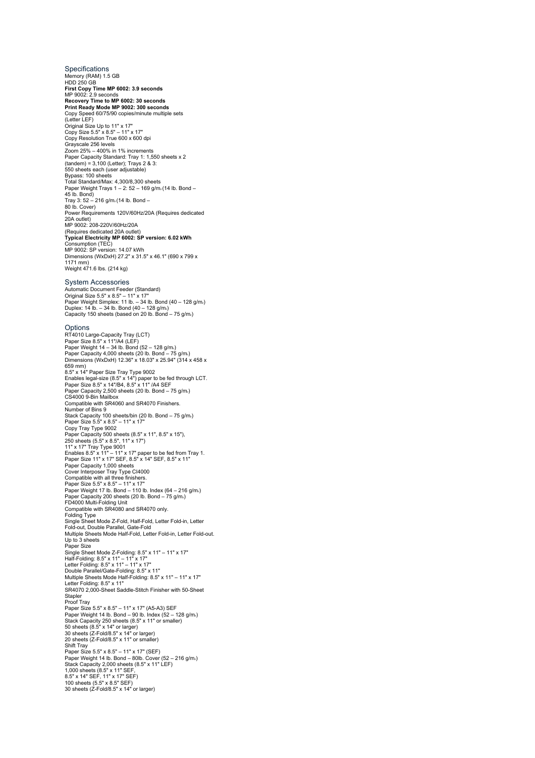## Specifications

Memory (RAM) 1.5 GB
HDD 250 GB
**First Copy Time MP 6002: 3.9 seconds**
MP 9002: 2.9 seconds
**Recovery Time to MP 6002: 30 seconds**
**Print Ready Mode MP 9002: 300 seconds**
Copy Speed 60/75/90 copies/minute multiple sets
(Letter LEF)
Original Size Up to 11" x 17"
Copy Size 5.5" x 8.5" – 11" x 17"
Copy Resolution True 600 x 600 dpi
Grayscale 256 levels
Zoom 25% – 400% in 1% increments
Paper Capacity Standard: Tray 1: 1,550 sheets x 2
(tandem) = 3,100 (Letter); Trays 2 & 3:
550 sheets each (user adjustable)
Bypass: 100 sheets
Total Standard/Max: 4,300/8,300 sheets
Paper Weight Trays 1 – 2: 52 – 169 g/m$_2$ (14 lb. Bond –
45 lb. Bond)
Tray 3: 52 – 216 g/m$_2$ (14 lb. Bond –
80 lb. Cover)
Power Requirements 120V/60Hz/20A (Requires dedicated
20A outlet)
MP 9002: 208-220V/60Hz/20A
(Requires dedicated 20A outlet)
**Typical Electricity MP 6002: SP version: 6.02 kWh**
Consumption (TEC)
MP 9002: SP version: 14.07 kWh
Dimensions (WxDxH) 27.2" x 31.5" x 46.1" (690 x 799 x
1171 mm)
Weight 471.6 lbs. (214 kg)

## System Accessories

Automatic Document Feeder (Standard)
Original Size 5.5" x 8.5" – 11" x 17"
Paper Weight Simplex: 11 lb. – 34 lb. Bond (40 – 128 g/m$_2$)
Duplex: 14 lb. – 34 lb. Bond (40 – 128 g/m$_2$)
Capacity 150 sheets (based on 20 lb. Bond – 75 g/m$_2$)

## Options

RT4010 Large-Capacity Tray (LCT)
Paper Size 8.5" x 11"/A4 (LEF)
Paper Weight 14 – 34 lb. Bond (52 – 128 g/m$_2$)
Paper Capacity 4,000 sheets (20 lb. Bond – 75 g/m$_2$)
Dimensions (WxDxH) 12.36" x 18.03" x 25.94" (314 x 458 x
659 mm)
8.5" x 14" Paper Size Tray Type 9002
Enables legal-size (8.5" x 14") paper to be fed through LCT.
Paper Size 8.5" x 14"/B4, 8.5" x 11" /A4 SEF
Paper Capacity 2,500 sheets (20 lb. Bond – 75 g/m$_2$)
CS4000 9-Bin Mailbox
Compatible with SR4060 and SR4070 Finishers.
Number of Bins 9
Stack Capacity 100 sheets/bin (20 lb. Bond – 75 g/m$_2$)
Paper Size 5.5" x 8.5" – 11" x 17"
Copy Tray Type 9002
Paper Capacity 500 sheets (8.5" x 11", 8.5" x 15"),
250 sheets (5.5" x 8.5", 11" x 17")
11" x 17" Tray Type 9001
Enables 8.5" x 11" – 11" x 17" paper to be fed from Tray 1.
Paper Size 11" x 17" SEF, 8.5" x 14" SEF, 8.5" x 11"
Paper Capacity 1,000 sheets
Cover Interposer Tray Type CI4000
Compatible with all three finishers.
Paper Size 5.5" x 8.5" – 11" x 17"
Paper Weight 17 lb. Bond – 110 lb. Index (64 – 216 g/m$_2$)
Paper Capacity 200 sheets (20 lb. Bond – 75 g/m$_2$)
FD4000 Multi-Folding Unit
Compatible with SR4080 and SR4070 only.
Folding Type
Single Sheet Mode Z-Fold, Half-Fold, Letter Fold-in, Letter
Fold-out, Double Parallel, Gate-Fold
Multiple Sheets Mode Half-Fold, Letter Fold-in, Letter Fold-out.
Up to 3 sheets
Paper Size
Single Sheet Mode Z-Folding: 8.5" x 11" – 11" x 17"
Half-Folding: 8.5" x 11" – 11" x 17"
Letter Folding: 8.5" x 11" – 11" x 17"
Double Parallel/Gate-Folding: 8.5" x 11"
Multiple Sheets Mode Half-Folding: 8.5" x 11" – 11" x 17"
Letter Folding: 8.5" x 11"
SR4070 2,000-Sheet Saddle-Stitch Finisher with 50-Sheet
Stapler
Proof Tray
Paper Size 5.5" x 8.5" – 11" x 17" (A5-A3) SEF
Paper Weight 14 lb. Bond – 90 lb. Index (52 – 128 g/m$_2$)
Stack Capacity 250 sheets (8.5" x 11" or smaller)
50 sheets (8.5" x 14" or larger)
30 sheets (Z-Fold/8.5" x 14" or larger)
20 sheets (Z-Fold/8.5" x 11" or smaller)
Shift Tray
Paper Size 5.5" x 8.5" – 11" x 17" (SEF)
Paper Weight 14 lb. Bond – 80lb. Cover (52 – 216 g/m$_2$)
Stack Capacity 2,000 sheets (8.5" x 11" LEF)
1,000 sheets (8.5" x 11" SEF,
8.5" x 14" SEF, 11" x 17" SEF)
100 sheets (5.5" x 8.5" SEF)
30 sheets (Z-Fold/8.5" x 14" or larger)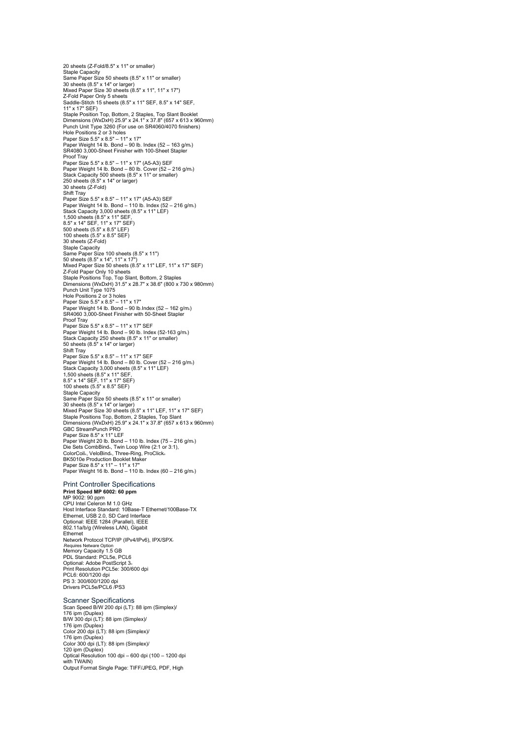20 sheets (Z-Fold/8.5" x 11" or smaller)
Staple Capacity
Same Paper Size 50 sheets (8.5" x 11" or smaller)
30 sheets (8.5" x 14" or larger)
Mixed Paper Size 30 sheets (8.5" x 11", 11" x 17")
Z-Fold Paper Only 5 sheets
Saddle-Stitch 15 sheets (8.5" x 11" SEF, 8.5" x 14" SEF,
11" x 17" SEF)
Staple Position Top, Bottom, 2 Staples, Top Slant Booklet
Dimensions (WxDxH) 25.9" x 24.1" x 37.8" (657 x 613 x 960mm)
Punch Unit Type 3260 (For use on SR4060/4070 finishers)
Hole Positions 2 or 3 holes
Paper Size 5.5" x 8.5" – 11" x 17"
Paper Weight 14 lb. Bond – 90 lb. Index (52 – 163 g/m2)
SR4080 3,000-Sheet Finisher with 100-Sheet Stapler
Proof Tray
Paper Size 5.5" x 8.5" – 11" x 17" (A5-A3) SEF
Paper Weight 14 lb. Bond – 80 lb. Cover (52 – 216 g/m2)
Stack Capacity 500 sheets (8.5" x 11" or smaller)
250 sheets (8.5" x 14" or larger)
30 sheets (Z-Fold)
Shift Tray
Paper Size 5.5" x 8.5" – 11" x 17" (A5-A3) SEF
Paper Weight 14 lb. Bond – 110 lb. Index (52 – 216 g/m2)
Stack Capacity 3,000 sheets (8.5" x 11" LEF)
1,500 sheets (8.5" x 11" SEF,
8.5" x 14" SEF, 11" x 17" SEF)
500 sheets (5.5" x 8.5" LEF)
100 sheets (5.5" x 8.5" SEF)
30 sheets (Z-Fold)
Staple Capacity
Same Paper Size 100 sheets (8.5" x 11")
50 sheets (8.5" x 14", 11" x 17")
Mixed Paper Size 50 sheets (8.5" x 11" LEF, 11" x 17" SEF)
Z-Fold Paper Only 10 sheets
Staple Positions Top, Top Slant, Bottom, 2 Staples
Dimensions (WxDxH) 31.5" x 28.7" x 38.6" (800 x 730 x 980mm)
Punch Unit Type 1075
Hole Positions 2 or 3 holes
Paper Size 5.5" x 8.5" – 11" x 17"
Paper Weight 14 lb. Bond – 90 lb.Index (52 – 162 g/m2)
SR4060 3,000-Sheet Finisher with 50-Sheet Stapler
Proof Tray
Paper Size 5.5" x 8.5" – 11" x 17" SEF
Paper Weight 14 lb. Bond – 90 lb. Index (52-163 g/m2)
Stack Capacity 250 sheets (8.5" x 11" or smaller)
50 sheets (8.5" x 14" or larger)
Shift Tray
Paper Size 5.5" x 8.5" – 11" x 17" SEF
Paper Weight 14 lb. Bond – 80 lb. Cover (52 – 216 g/m2)
Stack Capacity 3,000 sheets (8.5" x 11" LEF)
1,500 sheets (8.5" x 11" SEF,
8.5" x 14" SEF, 11" x 17" SEF)
100 sheets (5.5" x 8.5" SEF)
Staple Capacity
Same Paper Size 50 sheets (8.5" x 11" or smaller)
30 sheets (8.5" x 14" or larger)
Mixed Paper Size 30 sheets (8.5" x 11" LEF, 11" x 17" SEF)
Staple Positions Top, Bottom, 2 Staples, Top Slant
Dimensions (WxDxH) 25.9" x 24.1" x 37.8" (657 x 613 x 960mm)
GBC StreamPunch PRO
Paper Size 8.5" x 11" LEF
Paper Weight 20 lb. Bond – 110 lb. Index (75 – 216 g/m2)
Die Sets CombBind®, Twin Loop Wire (2:1 or 3:1),
ColorCoil®, VeloBind®, Three-Ring, ProClick®
BK5010e Production Booklet Maker
Paper Size 8.5" x 11" – 11" x 17"
Paper Weight 16 lb. Bond – 110 lb. Index (60 – 216 g/m2)

## Print Controller Specifications

**Print Speed MP 6002: 60 ppm**
MP 9002: 90 ppm
CPU Intel Celeron M 1.0 GHz
Host Interface Standard: 10Base-T Ethernet/100Base-TX
Ethernet, USB 2.0, SD Card Interface
Optional: IEEE 1284 (Parallel), IEEE
802.11a/b/g (Wireless LAN), Gigabit
Ethernet
Network Protocol TCP/IP (IPv4/IPv6), IPX/SPX1
1Requires Netware Option
Memory Capacity 1.5 GB
PDL Standard: PCL5e, PCL6
Optional: Adobe PostScript 3®
Print Resolution PCL5e: 300/600 dpi
PCL6: 600/1200 dpi
PS 3: 300/600/1200 dpi
Drivers PCL5e/PCL6 /PS3

## Scanner Specifications

Scan Speed B/W 200 dpi (LT): 88 ipm (Simplex)/
176 ipm (Duplex)
B/W 300 dpi (LT): 88 ipm (Simplex)/
176 ipm (Duplex)
Color 200 dpi (LT): 88 ipm (Simplex)/
176 ipm (Duplex)
Color 300 dpi (LT): 88 ipm (Simplex)/
120 ipm (Duplex)
Optical Resolution 100 dpi – 600 dpi (100 – 1200 dpi
with TWAIN)
Output Format Single Page: TIFF/JPEG, PDF, High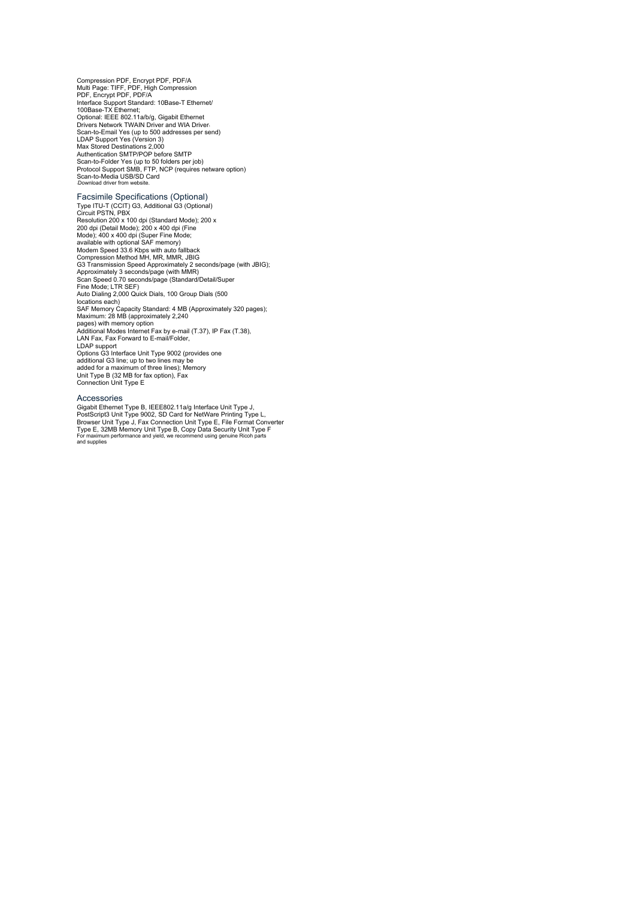Compression PDF, Encrypt PDF, PDF/A
Multi Page: TIFF, PDF, High Compression
PDF, Encrypt PDF, PDF/A
Interface Support Standard: 10Base-T Ethernet/
100Base-TX Ethernet;
Optional: IEEE 802.11a/b/g, Gigabit Ethernet
Drivers Network TWAIN Driver and WIA Driver[1]
Scan-to-Email Yes (up to 500 addresses per send)
LDAP Support Yes (Version 3)
Max Stored Destinations 2,000
Authentication SMTP/POP before SMTP
Scan-to-Folder Yes (up to 50 folders per job)
Protocol Support SMB, FTP, NCP (requires netware option)
Scan-to-Media USB/SD Card
[1]Download driver from website.

## Facsimile Specifications (Optional)

Type ITU-T (CCIT) G3, Additional G3 (Optional)
Circuit PSTN, PBX
Resolution 200 x 100 dpi (Standard Mode); 200 x
200 dpi (Detail Mode); 200 x 400 dpi (Fine
Mode); 400 x 400 dpi (Super Fine Mode;
available with optional SAF memory)
Modem Speed 33.6 Kbps with auto fallback
Compression Method MH, MR, MMR, JBIG
G3 Transmission Speed Approximately 2 seconds/page (with JBIG);
Approximately 3 seconds/page (with MMR)
Scan Speed 0.70 seconds/page (Standard/Detail/Super
Fine Mode; LTR SEF)
Auto Dialing 2,000 Quick Dials, 100 Group Dials (500
locations each)
SAF Memory Capacity Standard: 4 MB (Approximately 320 pages);
Maximum: 28 MB (approximately 2,240
pages) with memory option
Additional Modes Internet Fax by e-mail (T.37), IP Fax (T.38),
LAN Fax, Fax Forward to E-mail/Folder,
LDAP support
Options G3 Interface Unit Type 9002 (provides one
additional G3 line; up to two lines may be
added for a maximum of three lines); Memory
Unit Type B (32 MB for fax option), Fax
Connection Unit Type E

## Accessories

Gigabit Ethernet Type B, IEEE802.11a/g Interface Unit Type J,
PostScript3 Unit Type 9002, SD Card for NetWare Printing Type L,
Browser Unit Type J, Fax Connection Unit Type E, File Format Converter
Type E, 32MB Memory Unit Type B, Copy Data Security Unit Type F
For maximum performance and yield, we recommend using genuine Ricoh parts
and supplies